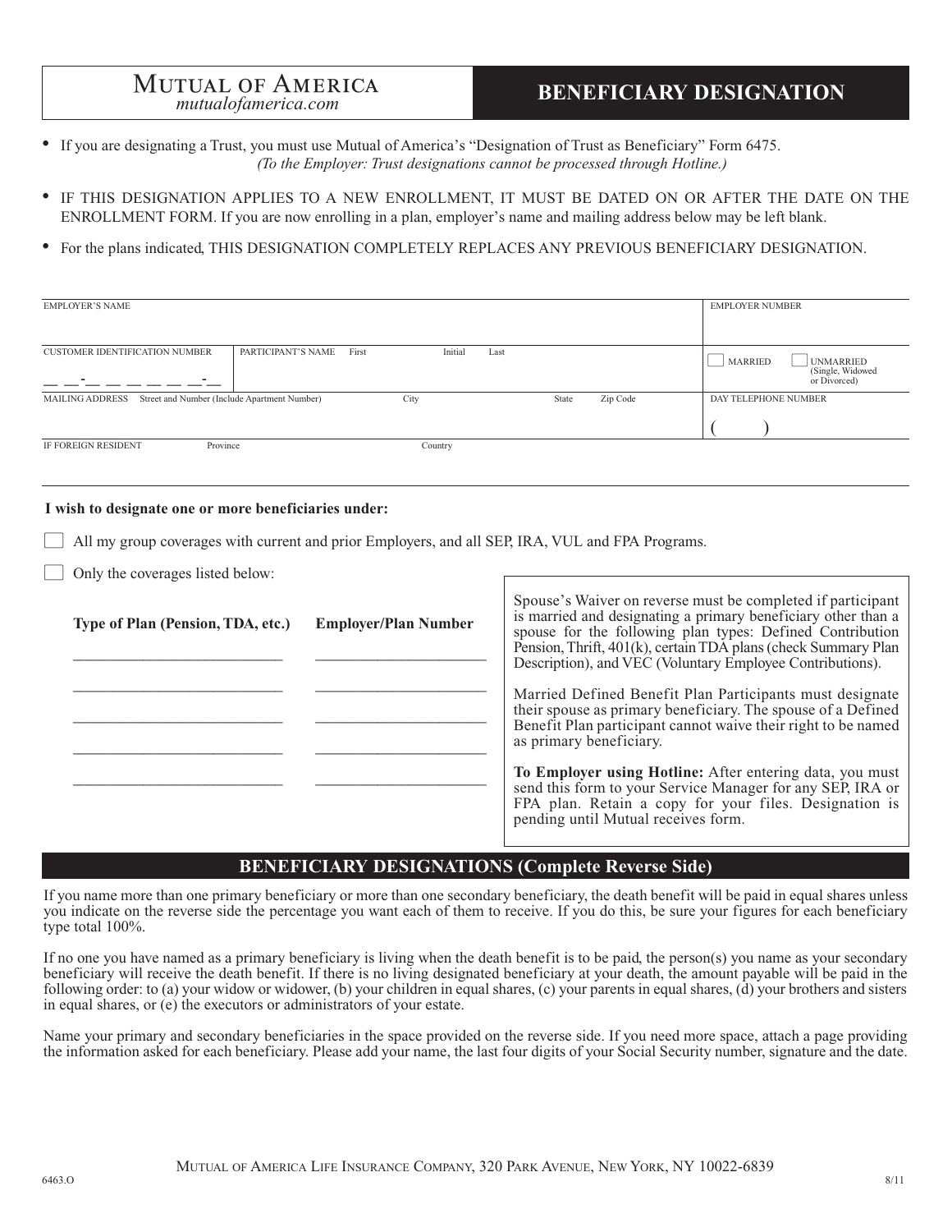# MUTUAL OF AMERICA

*mutualofamerica.com*

# BENEFICIARY DESIGNATION

- If you are designating a Trust, you must use Mutual of America's "Designation of Trust as Beneficiary" Form 6475. *(To the Employer: Trust designations cannot be processed through Hotline.)*
- IF THIS DESIGNATION APPLIES TO A NEW ENROLLMENT, IT MUST BE DATED ON OR AFTER THE DATE ON THE ENROLLMENT FORM. If you are now enrolling in a plan, employer's name and mailing address below may be left blank.
- For the plans indicated, THIS DESIGNATION COMPLETELY REPLACES ANY PREVIOUS BENEFICIARY DESIGNATION.

| EMPLOYER'S NAME | | | | | | | EMPLOYER NUMBER |
|---|---|---|---|---|---|---|---|
| CUSTOMER IDENTIFICATION NUMBER<br>__ __-__ __ __ __ __ __-__ | PARTICIPANT'S NAME First | Initial | Last | | | | ☐ MARRIED ☐ UNMARRIED (Single, Widowed or Divorced) |
| MAILING ADDRESS Street and Number (Include Apartment Number) | | City | | State | Zip Code | | DAY TELEPHONE NUMBER<br>( ) |
| IF FOREIGN RESIDENT | Province | Country | | | | | |

**I wish to designate one or more beneficiaries under:**

☐ All my group coverages with current and prior Employers, and all SEP, IRA, VUL and FPA Programs.

☐ Only the coverages listed below:

| Type of Plan (Pension, TDA, etc.) | Employer/Plan Number |
|---|---|
| | |
| | |
| | |
| | |
| | |

Spouse's Waiver on reverse must be completed if participant is married and designating a primary beneficiary other than a spouse for the following plan types: Defined Contribution Pension, Thrift, 401(k), certain TDA plans (check Summary Plan Description), and VEC (Voluntary Employee Contributions).

Married Defined Benefit Plan Participants must designate their spouse as primary beneficiary. The spouse of a Defined Benefit Plan participant cannot waive their right to be named as primary beneficiary.

**To Employer using Hotline:** After entering data, you must send this form to your Service Manager for any SEP, IRA or FPA plan. Retain a copy for your files. Designation is pending until Mutual receives form.

## BENEFICIARY DESIGNATIONS (Complete Reverse Side)

If you name more than one primary beneficiary or more than one secondary beneficiary, the death benefit will be paid in equal shares unless you indicate on the reverse side the percentage you want each of them to receive. If you do this, be sure your figures for each beneficiary type total 100%.

If no one you have named as a primary beneficiary is living when the death benefit is to be paid, the person(s) you name as your secondary beneficiary will receive the death benefit. If there is no living designated beneficiary at your death, the amount payable will be paid in the following order: to (a) your widow or widower, (b) your children in equal shares, (c) your parents in equal shares, (d) your brothers and sisters in equal shares, or (e) the executors or administrators of your estate.

Name your primary and secondary beneficiaries in the space provided on the reverse side. If you need more space, attach a page providing the information asked for each beneficiary. Please add your name, the last four digits of your Social Security number, signature and the date.

MUTUAL OF AMERICA LIFE INSURANCE COMPANY, 320 PARK AVENUE, NEW YORK, NY 10022-6839

6463.O 8/11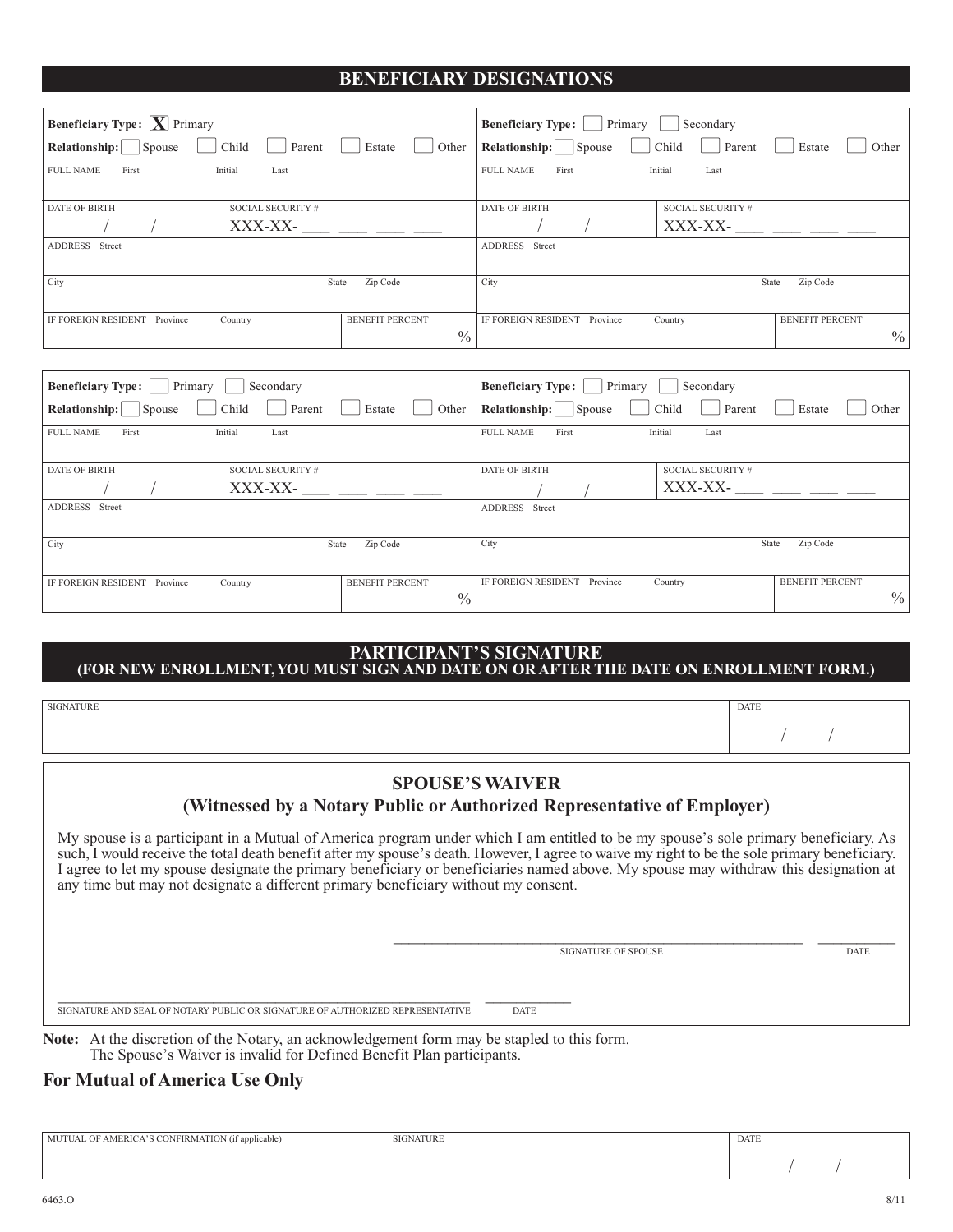## BENEFICIARY DESIGNATIONS

**Beneficiary Type:** [X] Primary
**Relationship:** [ ] Spouse [ ] Child [ ] Parent [ ] Estate [ ] Other

| | | |
|---|---|---|
| FULL NAME First | Initial | Last |
| DATE OF BIRTH / / | SOCIAL SECURITY # XXX-XX-___ ___ ___ ___ | |
| ADDRESS Street | | |
| City | State | Zip Code |
| IF FOREIGN RESIDENT Province | Country | BENEFIT PERCENT % |

**Beneficiary Type:** [ ] Primary [ ] Secondary
**Relationship:** [ ] Spouse [ ] Child [ ] Parent [ ] Estate [ ] Other

| | | |
|---|---|---|
| FULL NAME First | Initial | Last |
| DATE OF BIRTH / / | SOCIAL SECURITY # XXX-XX-___ ___ ___ ___ | |
| ADDRESS Street | | |
| City | State | Zip Code |
| IF FOREIGN RESIDENT Province | Country | BENEFIT PERCENT % |

**Beneficiary Type:** [ ] Primary [ ] Secondary
**Relationship:** [ ] Spouse [ ] Child [ ] Parent [ ] Estate [ ] Other

| | | |
|---|---|---|
| FULL NAME First | Initial | Last |
| DATE OF BIRTH / / | SOCIAL SECURITY # XXX-XX-___ ___ ___ ___ | |
| ADDRESS Street | | |
| City | State | Zip Code |
| IF FOREIGN RESIDENT Province | Country | BENEFIT PERCENT % |

**Beneficiary Type:** [ ] Primary [ ] Secondary
**Relationship:** [ ] Spouse [ ] Child [ ] Parent [ ] Estate [ ] Other

| | | |
|---|---|---|
| FULL NAME First | Initial | Last |
| DATE OF BIRTH / / | SOCIAL SECURITY # XXX-XX-___ ___ ___ ___ | |
| ADDRESS Street | | |
| City | State | Zip Code |
| IF FOREIGN RESIDENT Province | Country | BENEFIT PERCENT % |

## PARTICIPANT'S SIGNATURE
### (FOR NEW ENROLLMENT, YOU MUST SIGN AND DATE ON OR AFTER THE DATE ON ENROLLMENT FORM.)

| | |
|---|---|
| SIGNATURE | DATE / / |

## SPOUSE'S WAIVER
### (Witnessed by a Notary Public or Authorized Representative of Employer)

My spouse is a participant in a Mutual of America program under which I am entitled to be my spouse's sole primary beneficiary. As such, I would receive the total death benefit after my spouse's death. However, I agree to waive my right to be the sole primary beneficiary. I agree to let my spouse designate the primary beneficiary or beneficiaries named above. My spouse may withdraw this designation at any time but may not designate a different primary beneficiary without my consent.

_______________________________ SIGNATURE OF SPOUSE ___________ DATE

_______________________________ SIGNATURE AND SEAL OF NOTARY PUBLIC OR SIGNATURE OF AUTHORIZED REPRESENTATIVE ___________ DATE

**Note:** At the discretion of the Notary, an acknowledgement form may be stapled to this form.
The Spouse's Waiver is invalid for Defined Benefit Plan participants.

## For Mutual of America Use Only

| | | |
|---|---|---|
| MUTUAL OF AMERICA'S CONFIRMATION (if applicable) | SIGNATURE | DATE / / |

6463.O 8/11